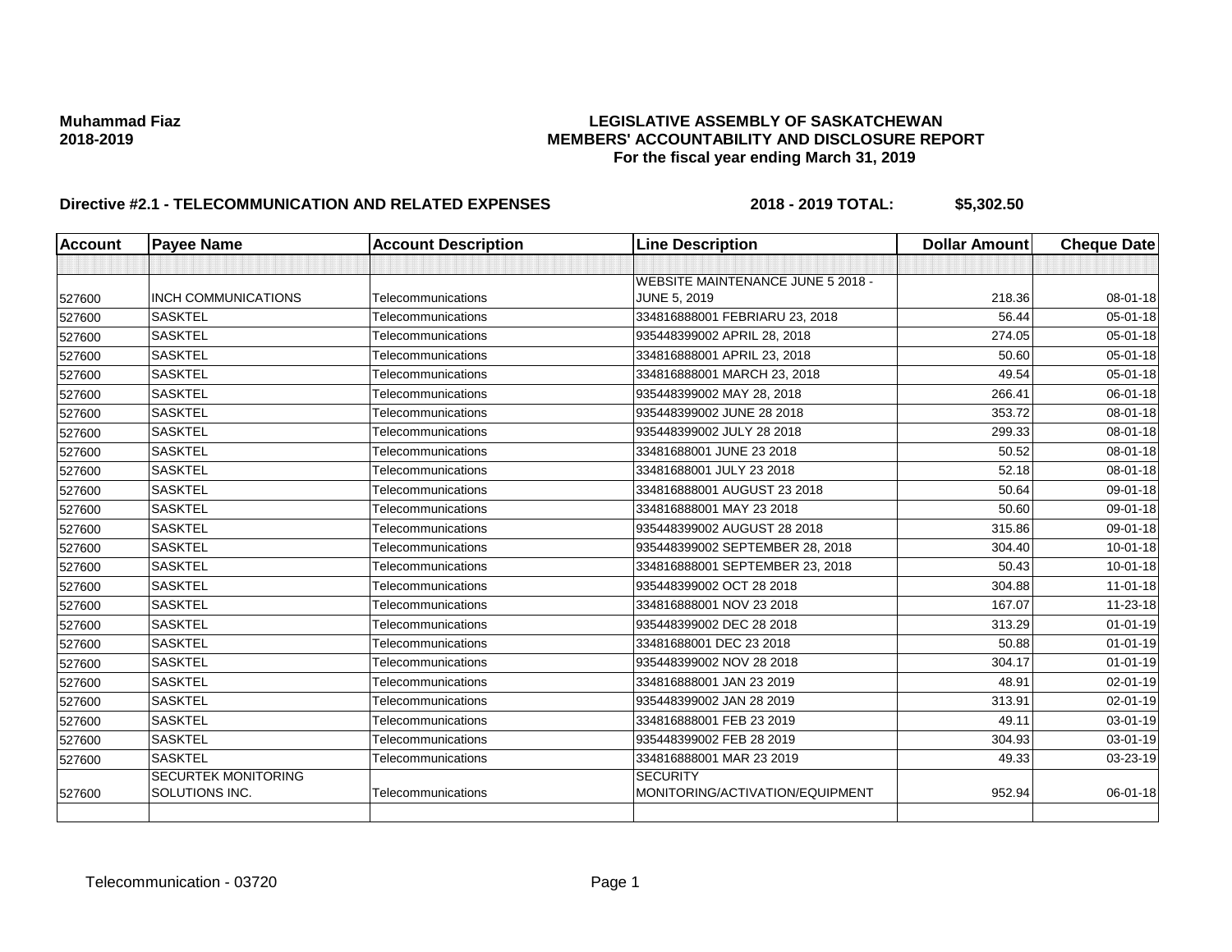**Muhammad Fiaz**
**2018-2019**

**LEGISLATIVE ASSEMBLY OF SASKATCHEWAN**
**MEMBERS' ACCOUNTABILITY AND DISCLOSURE REPORT**
**For the fiscal year ending March 31, 2019**

**Directive #2.1 - TELECOMMUNICATION AND RELATED EXPENSES** **2018 - 2019 TOTAL: $5,302.50**

| Account | Payee Name | Account Description | Line Description | Dollar Amount | Cheque Date |
|---|---|---|---|---|---|
| | | | | | |
| 527600 | INCH COMMUNICATIONS | Telecommunications | WEBSITE MAINTENANCE JUNE 5 2018 - JUNE 5, 2019 | 218.36 | 08-01-18 |
| 527600 | SASKTEL | Telecommunications | 334816888001 FEBRIARU 23, 2018 | 56.44 | 05-01-18 |
| 527600 | SASKTEL | Telecommunications | 935448399002 APRIL 28, 2018 | 274.05 | 05-01-18 |
| 527600 | SASKTEL | Telecommunications | 334816888001 APRIL 23, 2018 | 50.60 | 05-01-18 |
| 527600 | SASKTEL | Telecommunications | 334816888001 MARCH 23, 2018 | 49.54 | 05-01-18 |
| 527600 | SASKTEL | Telecommunications | 935448399002 MAY 28, 2018 | 266.41 | 06-01-18 |
| 527600 | SASKTEL | Telecommunications | 935448399002 JUNE 28 2018 | 353.72 | 08-01-18 |
| 527600 | SASKTEL | Telecommunications | 935448399002 JULY 28 2018 | 299.33 | 08-01-18 |
| 527600 | SASKTEL | Telecommunications | 33481688001 JUNE 23 2018 | 50.52 | 08-01-18 |
| 527600 | SASKTEL | Telecommunications | 33481688001 JULY 23 2018 | 52.18 | 08-01-18 |
| 527600 | SASKTEL | Telecommunications | 334816888001 AUGUST 23 2018 | 50.64 | 09-01-18 |
| 527600 | SASKTEL | Telecommunications | 334816888001 MAY 23 2018 | 50.60 | 09-01-18 |
| 527600 | SASKTEL | Telecommunications | 935448399002 AUGUST 28 2018 | 315.86 | 09-01-18 |
| 527600 | SASKTEL | Telecommunications | 935448399002 SEPTEMBER 28, 2018 | 304.40 | 10-01-18 |
| 527600 | SASKTEL | Telecommunications | 334816888001 SEPTEMBER 23, 2018 | 50.43 | 10-01-18 |
| 527600 | SASKTEL | Telecommunications | 935448399002 OCT 28 2018 | 304.88 | 11-01-18 |
| 527600 | SASKTEL | Telecommunications | 334816888001 NOV 23 2018 | 167.07 | 11-23-18 |
| 527600 | SASKTEL | Telecommunications | 935448399002 DEC 28 2018 | 313.29 | 01-01-19 |
| 527600 | SASKTEL | Telecommunications | 33481688001 DEC 23 2018 | 50.88 | 01-01-19 |
| 527600 | SASKTEL | Telecommunications | 935448399002 NOV 28 2018 | 304.17 | 01-01-19 |
| 527600 | SASKTEL | Telecommunications | 334816888001 JAN 23 2019 | 48.91 | 02-01-19 |
| 527600 | SASKTEL | Telecommunications | 935448399002 JAN 28 2019 | 313.91 | 02-01-19 |
| 527600 | SASKTEL | Telecommunications | 334816888001 FEB 23 2019 | 49.11 | 03-01-19 |
| 527600 | SASKTEL | Telecommunications | 935448399002 FEB 28 2019 | 304.93 | 03-01-19 |
| 527600 | SASKTEL | Telecommunications | 334816888001 MAR 23 2019 | 49.33 | 03-23-19 |
| 527600 | SECURTEK MONITORING SOLUTIONS INC. | Telecommunications | SECURITY MONITORING/ACTIVATION/EQUIPMENT | 952.94 | 06-01-18 |
| | | | | | |

Telecommunication - 03720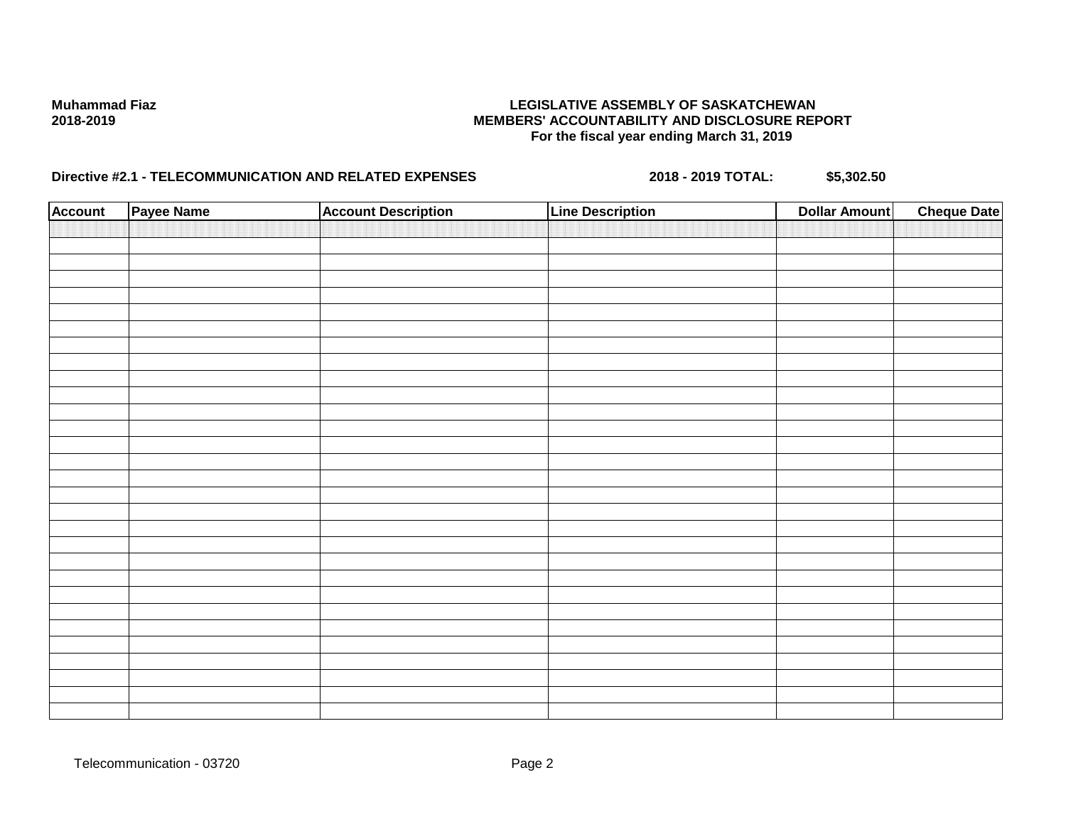**Muhammad Fiaz**
**2018-2019**

**LEGISLATIVE ASSEMBLY OF SASKATCHEWAN**
**MEMBERS' ACCOUNTABILITY AND DISCLOSURE REPORT**
**For the fiscal year ending March 31, 2019**

**Directive #2.1 - TELECOMMUNICATION AND RELATED EXPENSES** **2018 - 2019 TOTAL: $5,302.50**

| Account | Payee Name | Account Description | Line Description | Dollar Amount | Cheque Date |
|---|---|---|---|---|---|
| | | | | | |

Telecommunication - 03720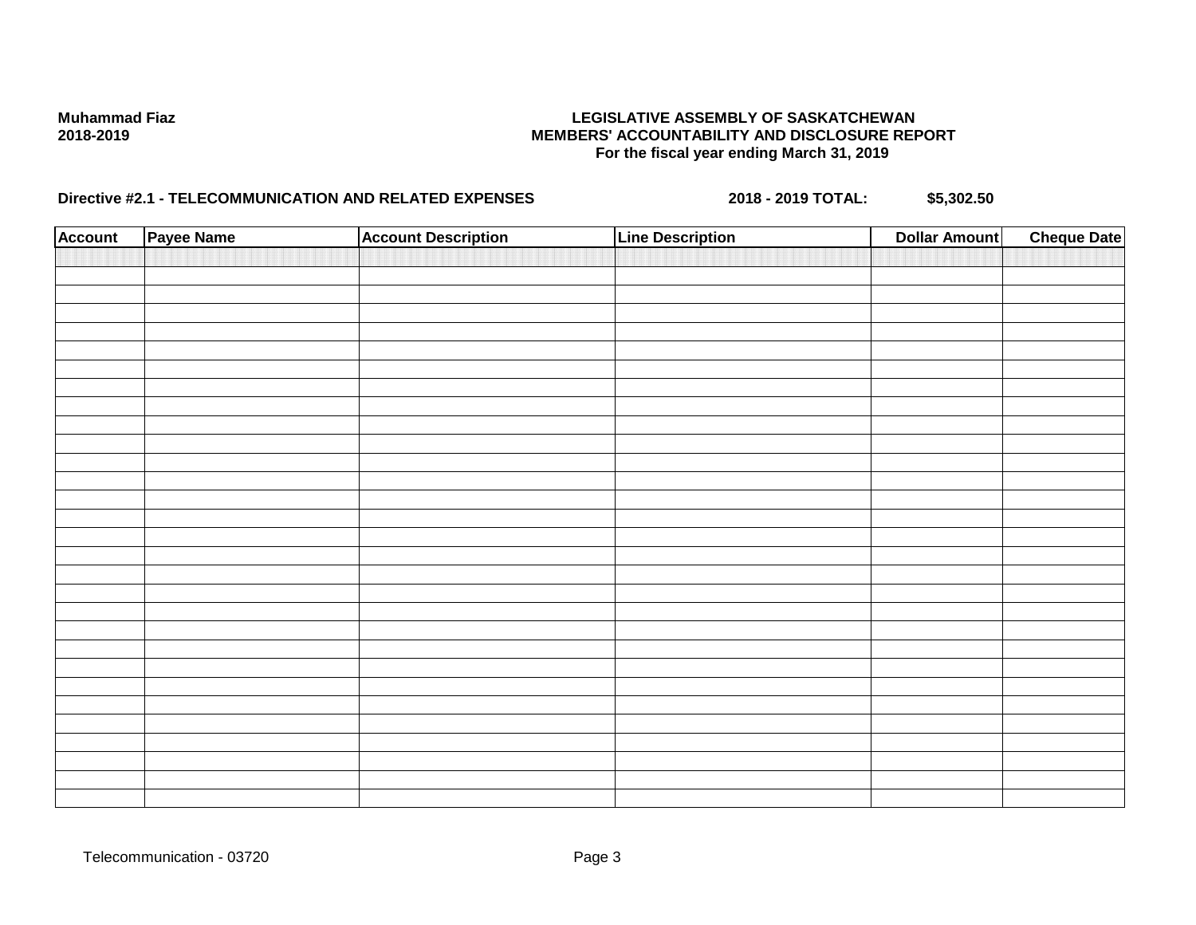Muhammad Fiaz
2018-2019

**LEGISLATIVE ASSEMBLY OF SASKATCHEWAN**
**MEMBERS' ACCOUNTABILITY AND DISCLOSURE REPORT**
**For the fiscal year ending March 31, 2019**

**Directive #2.1 - TELECOMMUNICATION AND RELATED EXPENSES** **2018 - 2019 TOTAL: $5,302.50**

| Account | Payee Name | Account Description | Line Description | Dollar Amount | Cheque Date |
|---|---|---|---|---|---|
| | | | | | |

Telecommunication - 03720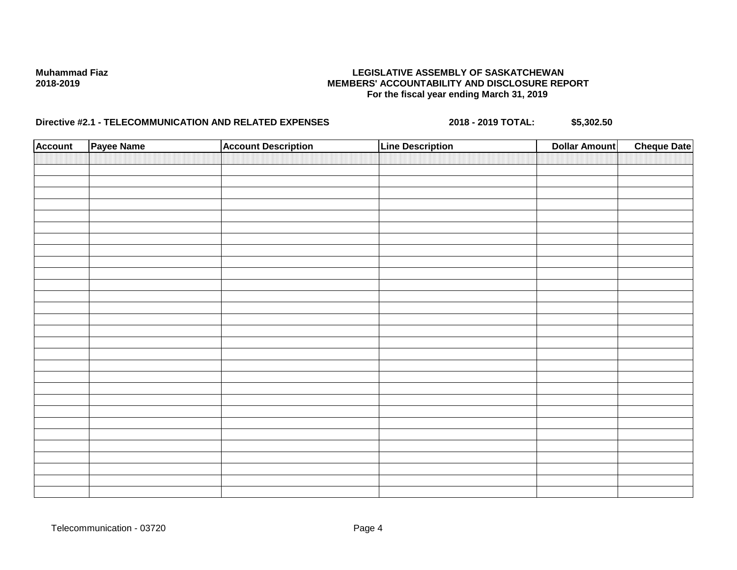**Muhammad Fiaz**
**2018-2019**

**LEGISLATIVE ASSEMBLY OF SASKATCHEWAN**
**MEMBERS' ACCOUNTABILITY AND DISCLOSURE REPORT**
**For the fiscal year ending March 31, 2019**

**Directive #2.1 - TELECOMMUNICATION AND RELATED EXPENSES** **2018 - 2019 TOTAL: $5,302.50**

| Account | Payee Name | Account Description | Line Description | Dollar Amount | Cheque Date |
|---|---|---|---|---|---|
| | | | | | |

Telecommunication - 03720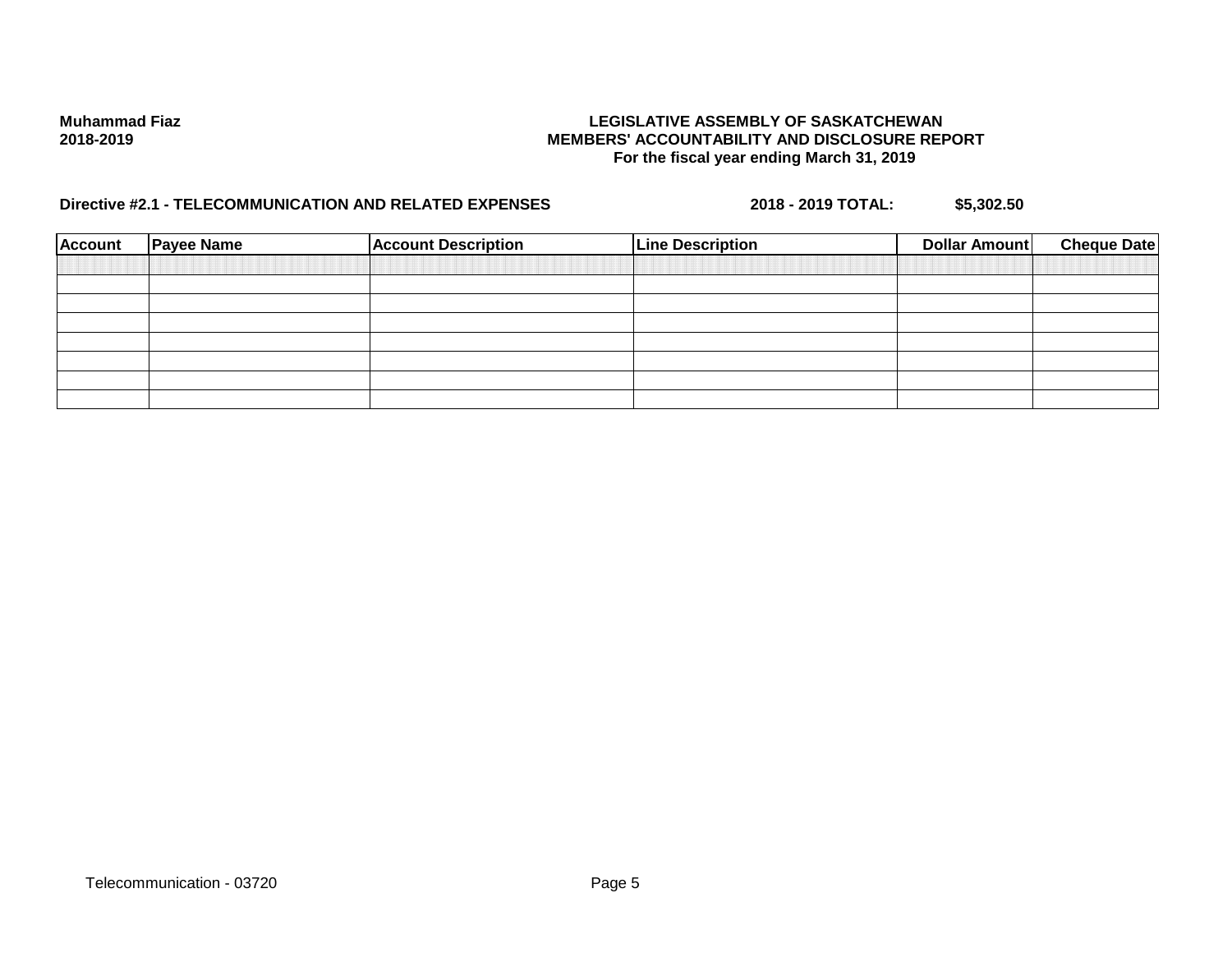**Muhammad Fiaz**
**2018-2019**

**LEGISLATIVE ASSEMBLY OF SASKATCHEWAN**
**MEMBERS' ACCOUNTABILITY AND DISCLOSURE REPORT**
**For the fiscal year ending March 31, 2019**

**Directive #2.1 - TELECOMMUNICATION AND RELATED EXPENSES** **2018 - 2019 TOTAL: $5,302.50**

| Account | Payee Name | Account Description | Line Description | Dollar Amount | Cheque Date |
|---|---|---|---|---|---|
| | | | | | |
| | | | | | |
| | | | | | |
| | | | | | |
| | | | | | |
| | | | | | |
| | | | | | |

Telecommunication - 03720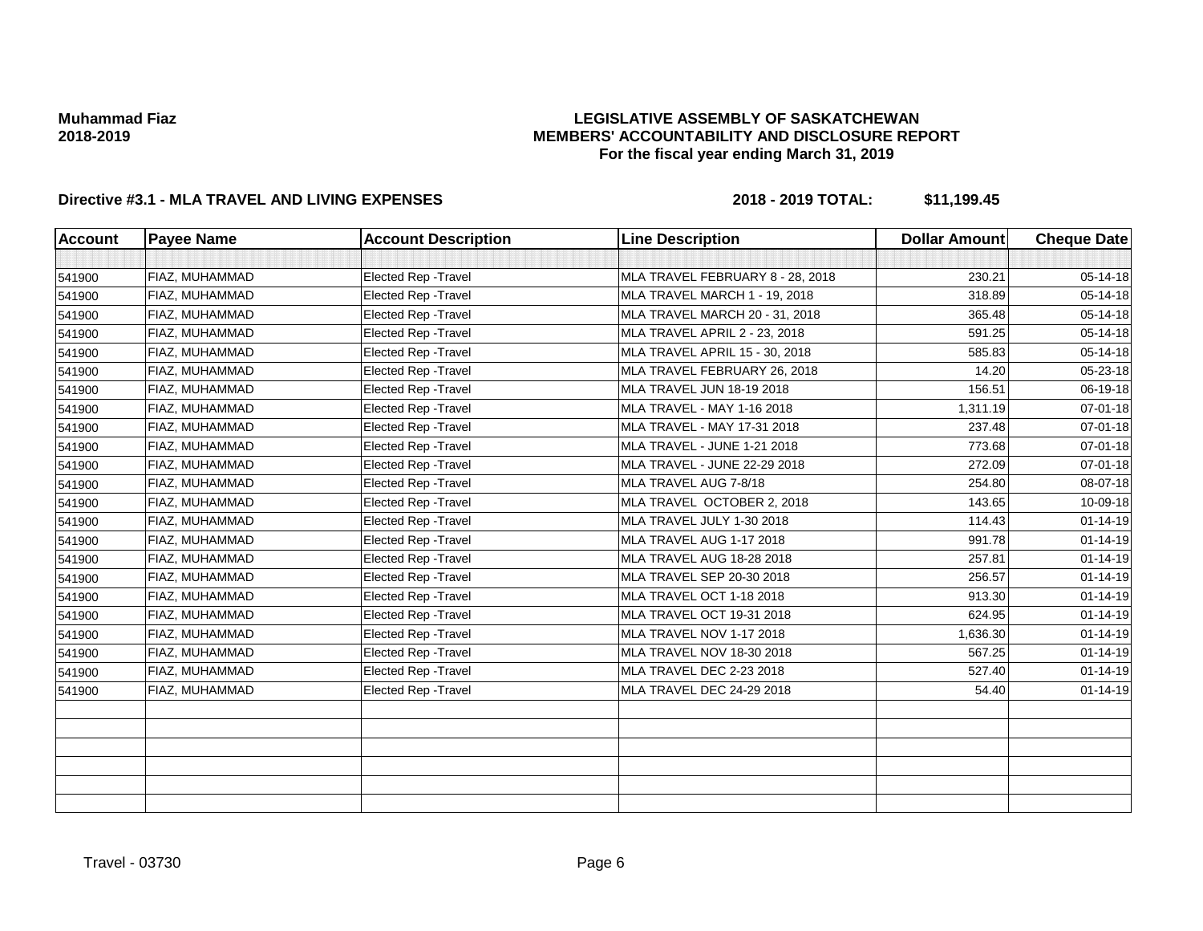**Muhammad Fiaz**
**2018-2019**

**LEGISLATIVE ASSEMBLY OF SASKATCHEWAN**
**MEMBERS' ACCOUNTABILITY AND DISCLOSURE REPORT**
**For the fiscal year ending March 31, 2019**

**Directive #3.1 - MLA TRAVEL AND LIVING EXPENSES** **2018 - 2019 TOTAL: $11,199.45**

| Account | Payee Name | Account Description | Line Description | Dollar Amount | Cheque Date |
|---|---|---|---|---|---|
| | | | | | |
| 541900 | FIAZ, MUHAMMAD | Elected Rep -Travel | MLA TRAVEL FEBRUARY 8 - 28, 2018 | 230.21 | 05-14-18 |
| 541900 | FIAZ, MUHAMMAD | Elected Rep -Travel | MLA TRAVEL MARCH 1 - 19, 2018 | 318.89 | 05-14-18 |
| 541900 | FIAZ, MUHAMMAD | Elected Rep -Travel | MLA TRAVEL MARCH 20 - 31, 2018 | 365.48 | 05-14-18 |
| 541900 | FIAZ, MUHAMMAD | Elected Rep -Travel | MLA TRAVEL APRIL 2 - 23, 2018 | 591.25 | 05-14-18 |
| 541900 | FIAZ, MUHAMMAD | Elected Rep -Travel | MLA TRAVEL APRIL 15 - 30, 2018 | 585.83 | 05-14-18 |
| 541900 | FIAZ, MUHAMMAD | Elected Rep -Travel | MLA TRAVEL FEBRUARY 26, 2018 | 14.20 | 05-23-18 |
| 541900 | FIAZ, MUHAMMAD | Elected Rep -Travel | MLA TRAVEL JUN 18-19 2018 | 156.51 | 06-19-18 |
| 541900 | FIAZ, MUHAMMAD | Elected Rep -Travel | MLA TRAVEL - MAY 1-16 2018 | 1,311.19 | 07-01-18 |
| 541900 | FIAZ, MUHAMMAD | Elected Rep -Travel | MLA TRAVEL - MAY 17-31 2018 | 237.48 | 07-01-18 |
| 541900 | FIAZ, MUHAMMAD | Elected Rep -Travel | MLA TRAVEL - JUNE 1-21 2018 | 773.68 | 07-01-18 |
| 541900 | FIAZ, MUHAMMAD | Elected Rep -Travel | MLA TRAVEL - JUNE 22-29 2018 | 272.09 | 07-01-18 |
| 541900 | FIAZ, MUHAMMAD | Elected Rep -Travel | MLA TRAVEL AUG 7-8/18 | 254.80 | 08-07-18 |
| 541900 | FIAZ, MUHAMMAD | Elected Rep -Travel | MLA TRAVEL OCTOBER 2, 2018 | 143.65 | 10-09-18 |
| 541900 | FIAZ, MUHAMMAD | Elected Rep -Travel | MLA TRAVEL JULY 1-30 2018 | 114.43 | 01-14-19 |
| 541900 | FIAZ, MUHAMMAD | Elected Rep -Travel | MLA TRAVEL AUG 1-17 2018 | 991.78 | 01-14-19 |
| 541900 | FIAZ, MUHAMMAD | Elected Rep -Travel | MLA TRAVEL AUG 18-28 2018 | 257.81 | 01-14-19 |
| 541900 | FIAZ, MUHAMMAD | Elected Rep -Travel | MLA TRAVEL SEP 20-30 2018 | 256.57 | 01-14-19 |
| 541900 | FIAZ, MUHAMMAD | Elected Rep -Travel | MLA TRAVEL OCT 1-18 2018 | 913.30 | 01-14-19 |
| 541900 | FIAZ, MUHAMMAD | Elected Rep -Travel | MLA TRAVEL OCT 19-31 2018 | 624.95 | 01-14-19 |
| 541900 | FIAZ, MUHAMMAD | Elected Rep -Travel | MLA TRAVEL NOV 1-17 2018 | 1,636.30 | 01-14-19 |
| 541900 | FIAZ, MUHAMMAD | Elected Rep -Travel | MLA TRAVEL NOV 18-30 2018 | 567.25 | 01-14-19 |
| 541900 | FIAZ, MUHAMMAD | Elected Rep -Travel | MLA TRAVEL DEC 2-23 2018 | 527.40 | 01-14-19 |
| 541900 | FIAZ, MUHAMMAD | Elected Rep -Travel | MLA TRAVEL DEC 24-29 2018 | 54.40 | 01-14-19 |
| | | | | | |
| | | | | | |
| | | | | | |
| | | | | | |
| | | | | | |
| | | | | | |

Travel - 03730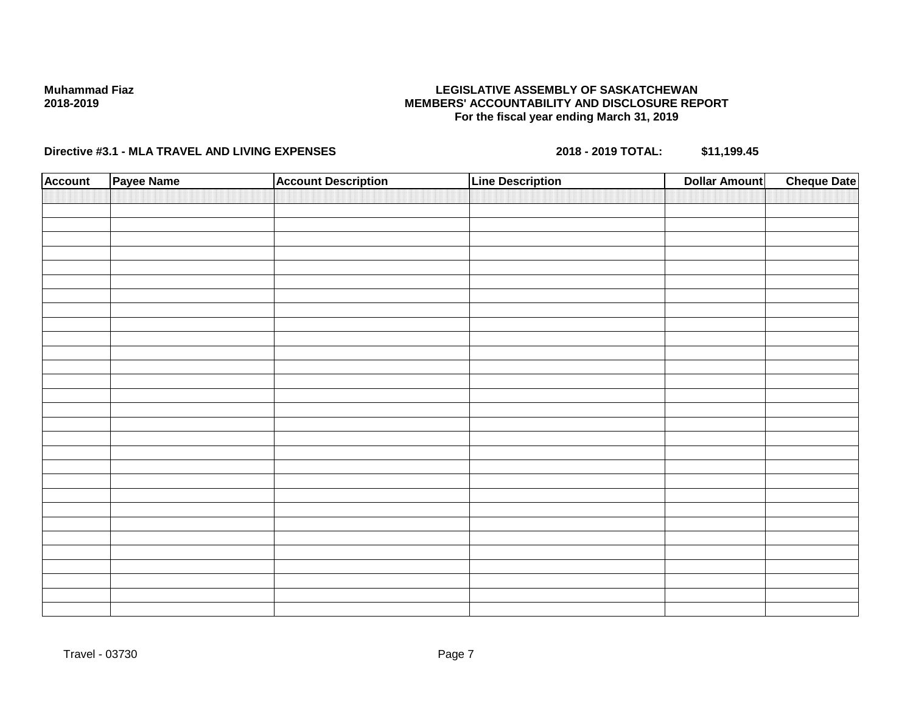**Muhammad Fiaz**
**2018-2019**

**LEGISLATIVE ASSEMBLY OF SASKATCHEWAN**
**MEMBERS' ACCOUNTABILITY AND DISCLOSURE REPORT**
**For the fiscal year ending March 31, 2019**

**Directive #3.1 - MLA TRAVEL AND LIVING EXPENSES** **2018 - 2019 TOTAL: $11,199.45**

| Account | Payee Name | Account Description | Line Description | Dollar Amount | Cheque Date |
|---|---|---|---|---|---|
| | | | | | |

Travel - 03730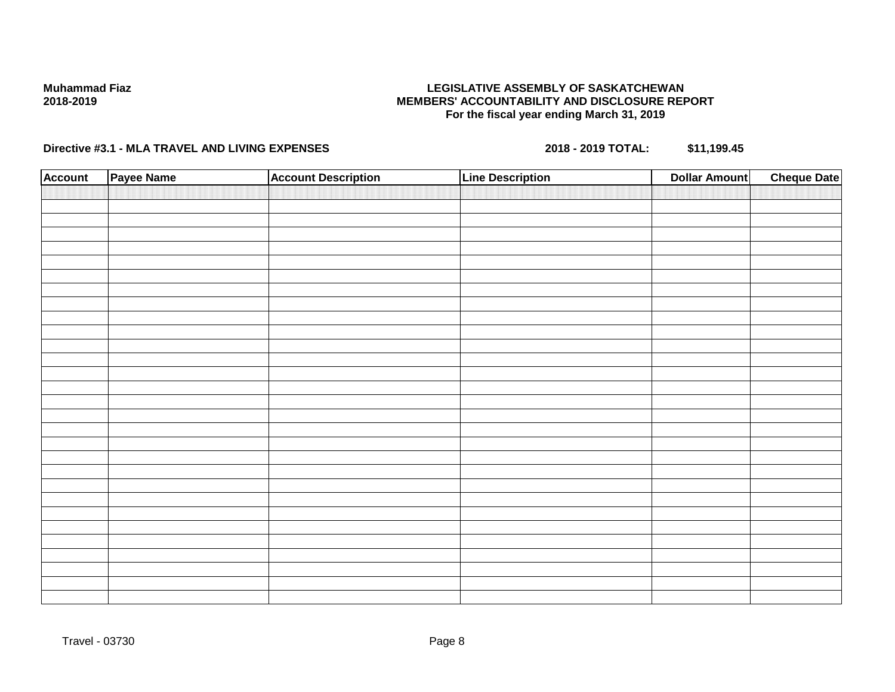**Muhammad Fiaz**
**2018-2019**

**LEGISLATIVE ASSEMBLY OF SASKATCHEWAN**
**MEMBERS' ACCOUNTABILITY AND DISCLOSURE REPORT**
**For the fiscal year ending March 31, 2019**

**Directive #3.1 - MLA TRAVEL AND LIVING EXPENSES** **2018 - 2019 TOTAL: $11,199.45**

| Account | Payee Name | Account Description | Line Description | Dollar Amount | Cheque Date |
|---|---|---|---|---|---|
| | | | | | |

Travel - 03730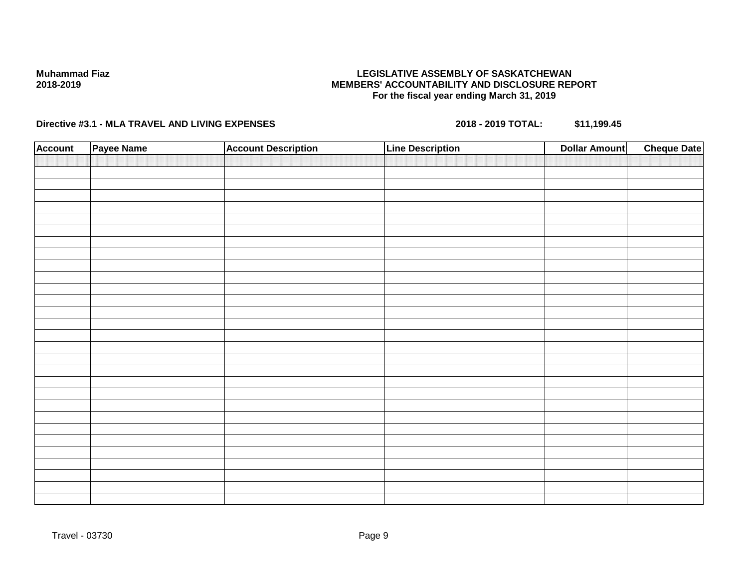**Muhammad Fiaz**
**2018-2019**

**LEGISLATIVE ASSEMBLY OF SASKATCHEWAN**
**MEMBERS' ACCOUNTABILITY AND DISCLOSURE REPORT**
**For the fiscal year ending March 31, 2019**

**Directive #3.1 - MLA TRAVEL AND LIVING EXPENSES** **2018 - 2019 TOTAL: $11,199.45**

| Account | Payee Name | Account Description | Line Description | Dollar Amount | Cheque Date |
|---|---|---|---|---|---|
| | | | | | |

Travel - 03730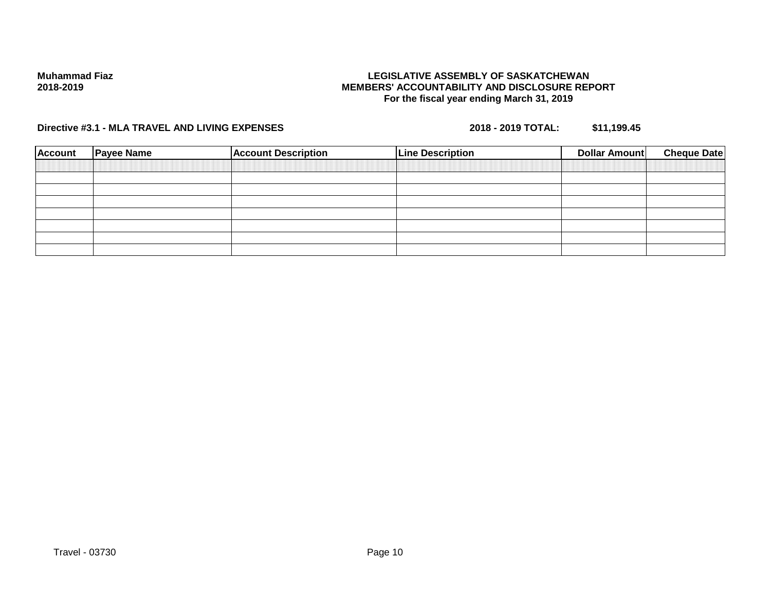**Muhammad Fiaz**
**2018-2019**

**LEGISLATIVE ASSEMBLY OF SASKATCHEWAN**
**MEMBERS' ACCOUNTABILITY AND DISCLOSURE REPORT**
**For the fiscal year ending March 31, 2019**

**Directive #3.1 - MLA TRAVEL AND LIVING EXPENSES** **2018 - 2019 TOTAL: $11,199.45**

| Account | Payee Name | Account Description | Line Description | Dollar Amount | Cheque Date |
|---|---|---|---|---|---|
| | | | | | |
| | | | | | |
| | | | | | |
| | | | | | |
| | | | | | |
| | | | | | |
| | | | | | |

Travel - 03730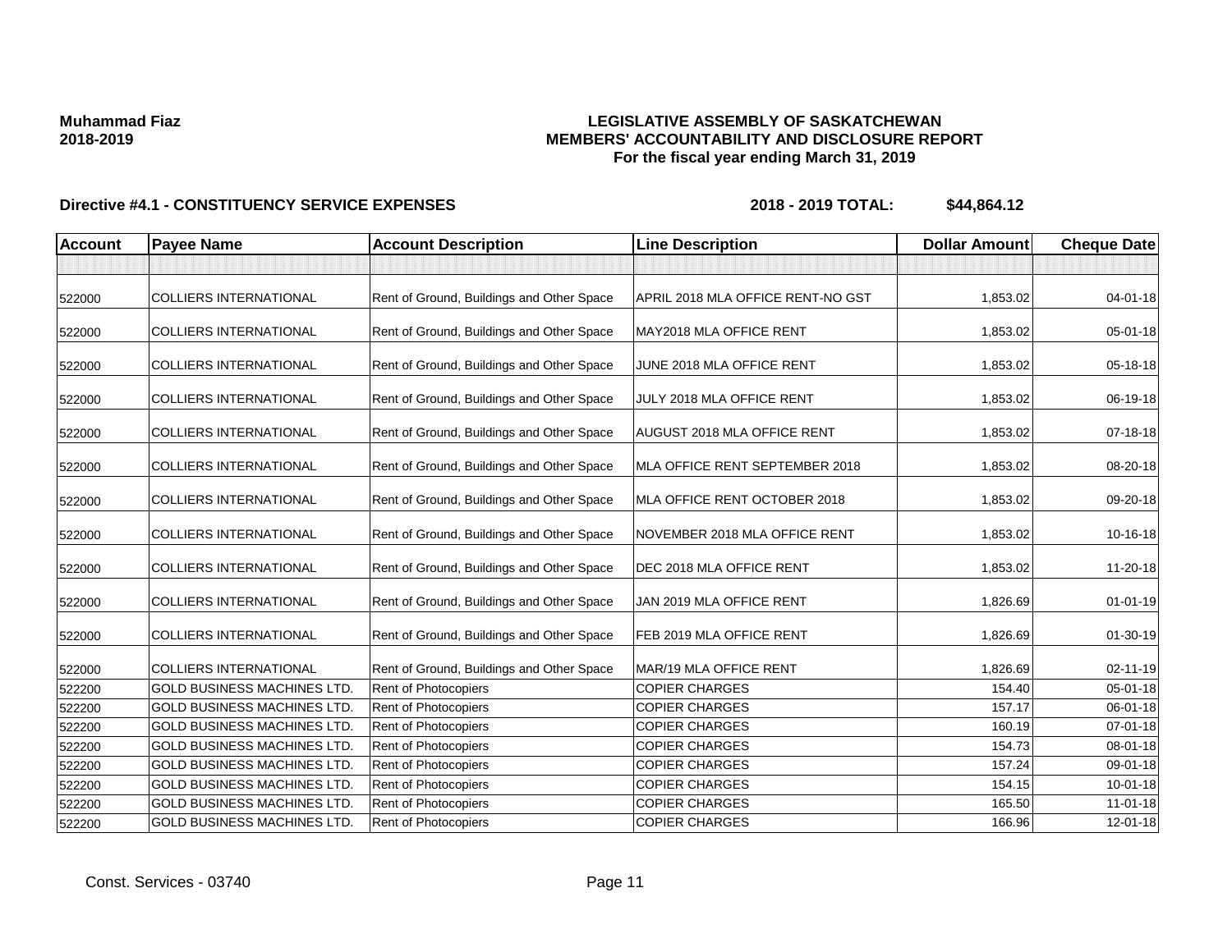**Muhammad Fiaz**
**2018-2019**

**LEGISLATIVE ASSEMBLY OF SASKATCHEWAN**
**MEMBERS' ACCOUNTABILITY AND DISCLOSURE REPORT**
**For the fiscal year ending March 31, 2019**

**Directive #4.1 - CONSTITUENCY SERVICE EXPENSES** **2018 - 2019 TOTAL: $44,864.12**

| Account | Payee Name | Account Description | Line Description | Dollar Amount | Cheque Date |
|---|---|---|---|---|---|
| | | | | | |
| 522000 | COLLIERS INTERNATIONAL | Rent of Ground, Buildings and Other Space | APRIL 2018 MLA OFFICE RENT-NO GST | 1,853.02 | 04-01-18 |
| 522000 | COLLIERS INTERNATIONAL | Rent of Ground, Buildings and Other Space | MAY2018 MLA OFFICE RENT | 1,853.02 | 05-01-18 |
| 522000 | COLLIERS INTERNATIONAL | Rent of Ground, Buildings and Other Space | JUNE 2018 MLA OFFICE RENT | 1,853.02 | 05-18-18 |
| 522000 | COLLIERS INTERNATIONAL | Rent of Ground, Buildings and Other Space | JULY 2018 MLA OFFICE RENT | 1,853.02 | 06-19-18 |
| 522000 | COLLIERS INTERNATIONAL | Rent of Ground, Buildings and Other Space | AUGUST 2018 MLA OFFICE RENT | 1,853.02 | 07-18-18 |
| 522000 | COLLIERS INTERNATIONAL | Rent of Ground, Buildings and Other Space | MLA OFFICE RENT SEPTEMBER 2018 | 1,853.02 | 08-20-18 |
| 522000 | COLLIERS INTERNATIONAL | Rent of Ground, Buildings and Other Space | MLA OFFICE RENT OCTOBER 2018 | 1,853.02 | 09-20-18 |
| 522000 | COLLIERS INTERNATIONAL | Rent of Ground, Buildings and Other Space | NOVEMBER 2018 MLA OFFICE RENT | 1,853.02 | 10-16-18 |
| 522000 | COLLIERS INTERNATIONAL | Rent of Ground, Buildings and Other Space | DEC 2018 MLA OFFICE RENT | 1,853.02 | 11-20-18 |
| 522000 | COLLIERS INTERNATIONAL | Rent of Ground, Buildings and Other Space | JAN 2019 MLA OFFICE RENT | 1,826.69 | 01-01-19 |
| 522000 | COLLIERS INTERNATIONAL | Rent of Ground, Buildings and Other Space | FEB 2019 MLA OFFICE RENT | 1,826.69 | 01-30-19 |
| 522000 | COLLIERS INTERNATIONAL | Rent of Ground, Buildings and Other Space | MAR/19 MLA OFFICE RENT | 1,826.69 | 02-11-19 |
| 522200 | GOLD BUSINESS MACHINES LTD. | Rent of Photocopiers | COPIER CHARGES | 154.40 | 05-01-18 |
| 522200 | GOLD BUSINESS MACHINES LTD. | Rent of Photocopiers | COPIER CHARGES | 157.17 | 06-01-18 |
| 522200 | GOLD BUSINESS MACHINES LTD. | Rent of Photocopiers | COPIER CHARGES | 160.19 | 07-01-18 |
| 522200 | GOLD BUSINESS MACHINES LTD. | Rent of Photocopiers | COPIER CHARGES | 154.73 | 08-01-18 |
| 522200 | GOLD BUSINESS MACHINES LTD. | Rent of Photocopiers | COPIER CHARGES | 157.24 | 09-01-18 |
| 522200 | GOLD BUSINESS MACHINES LTD. | Rent of Photocopiers | COPIER CHARGES | 154.15 | 10-01-18 |
| 522200 | GOLD BUSINESS MACHINES LTD. | Rent of Photocopiers | COPIER CHARGES | 165.50 | 11-01-18 |
| 522200 | GOLD BUSINESS MACHINES LTD. | Rent of Photocopiers | COPIER CHARGES | 166.96 | 12-01-18 |

Const. Services - 03740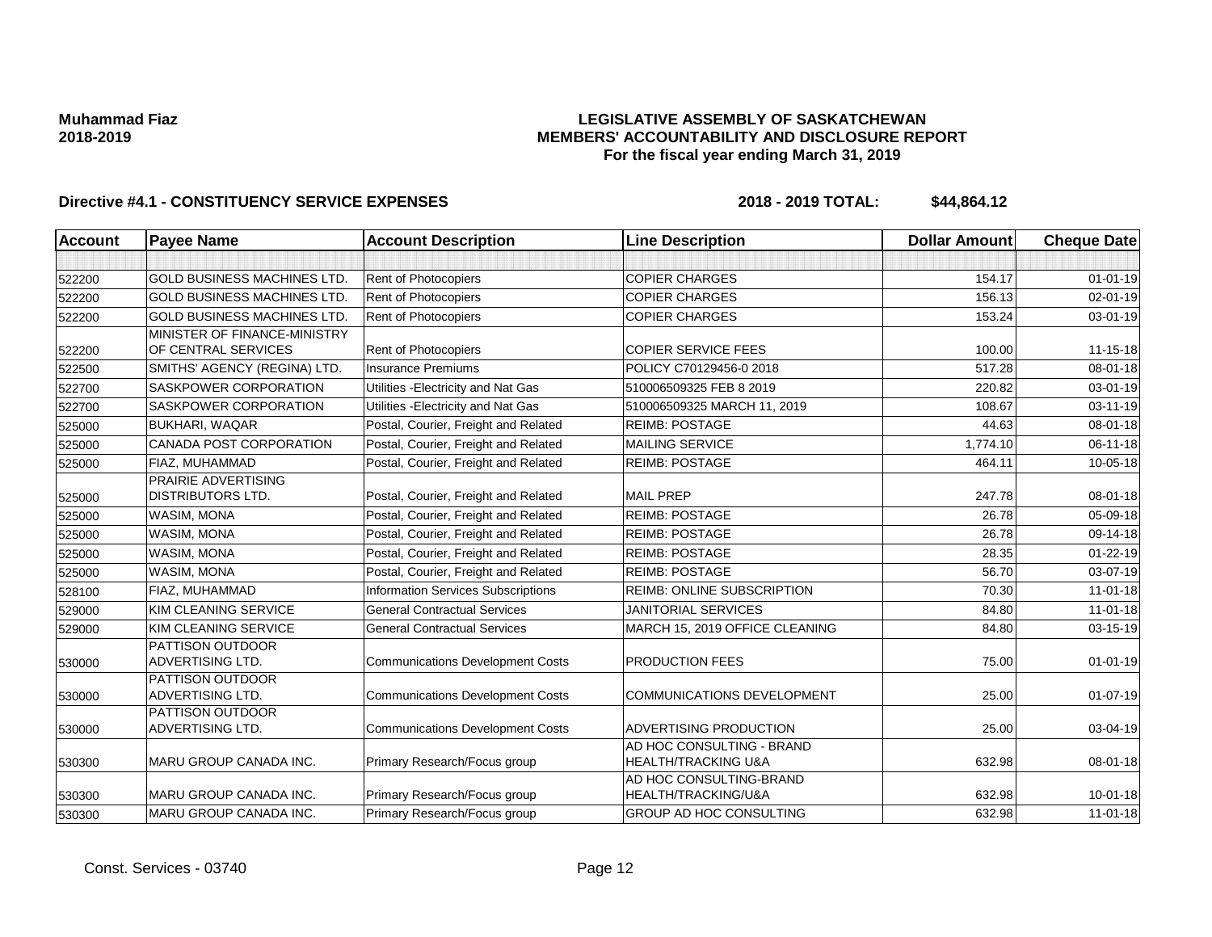**Muhammad Fiaz**
**2018-2019**

# LEGISLATIVE ASSEMBLY OF SASKATCHEWAN
## MEMBERS' ACCOUNTABILITY AND DISCLOSURE REPORT
### For the fiscal year ending March 31, 2019

**Directive #4.1 - CONSTITUENCY SERVICE EXPENSES** **2018 - 2019 TOTAL: $44,864.12**

| Account | Payee Name | Account Description | Line Description | Dollar Amount | Cheque Date |
|---|---|---|---|---|---|
| | | | | | |
| 522200 | GOLD BUSINESS MACHINES LTD. | Rent of Photocopiers | COPIER CHARGES | 154.17 | 01-01-19 |
| 522200 | GOLD BUSINESS MACHINES LTD. | Rent of Photocopiers | COPIER CHARGES | 156.13 | 02-01-19 |
| 522200 | GOLD BUSINESS MACHINES LTD. | Rent of Photocopiers | COPIER CHARGES | 153.24 | 03-01-19 |
| 522200 | MINISTER OF FINANCE-MINISTRY OF CENTRAL SERVICES | Rent of Photocopiers | COPIER SERVICE FEES | 100.00 | 11-15-18 |
| 522500 | SMITHS' AGENCY (REGINA) LTD. | Insurance Premiums | POLICY C70129456-0 2018 | 517.28 | 08-01-18 |
| 522700 | SASKPOWER CORPORATION | Utilities -Electricity and Nat Gas | 510006509325 FEB 8 2019 | 220.82 | 03-01-19 |
| 522700 | SASKPOWER CORPORATION | Utilities -Electricity and Nat Gas | 510006509325 MARCH 11, 2019 | 108.67 | 03-11-19 |
| 525000 | BUKHARI, WAQAR | Postal, Courier, Freight and Related | REIMB: POSTAGE | 44.63 | 08-01-18 |
| 525000 | CANADA POST CORPORATION | Postal, Courier, Freight and Related | MAILING SERVICE | 1,774.10 | 06-11-18 |
| 525000 | FIAZ, MUHAMMAD | Postal, Courier, Freight and Related | REIMB: POSTAGE | 464.11 | 10-05-18 |
| 525000 | PRAIRIE ADVERTISING DISTRIBUTORS LTD. | Postal, Courier, Freight and Related | MAIL PREP | 247.78 | 08-01-18 |
| 525000 | WASIM, MONA | Postal, Courier, Freight and Related | REIMB: POSTAGE | 26.78 | 05-09-18 |
| 525000 | WASIM, MONA | Postal, Courier, Freight and Related | REIMB: POSTAGE | 26.78 | 09-14-18 |
| 525000 | WASIM, MONA | Postal, Courier, Freight and Related | REIMB: POSTAGE | 28.35 | 01-22-19 |
| 525000 | WASIM, MONA | Postal, Courier, Freight and Related | REIMB: POSTAGE | 56.70 | 03-07-19 |
| 528100 | FIAZ, MUHAMMAD | Information Services Subscriptions | REIMB: ONLINE SUBSCRIPTION | 70.30 | 11-01-18 |
| 529000 | KIM CLEANING SERVICE | General Contractual Services | JANITORIAL SERVICES | 84.80 | 11-01-18 |
| 529000 | KIM CLEANING SERVICE | General Contractual Services | MARCH 15, 2019 OFFICE CLEANING | 84.80 | 03-15-19 |
| 530000 | PATTISON OUTDOOR ADVERTISING LTD. | Communications Development Costs | PRODUCTION FEES | 75.00 | 01-01-19 |
| 530000 | PATTISON OUTDOOR ADVERTISING LTD. | Communications Development Costs | COMMUNICATIONS DEVELOPMENT | 25.00 | 01-07-19 |
| 530000 | PATTISON OUTDOOR ADVERTISING LTD. | Communications Development Costs | ADVERTISING PRODUCTION | 25.00 | 03-04-19 |
| 530300 | MARU GROUP CANADA INC. | Primary Research/Focus group | AD HOC CONSULTING - BRAND HEALTH/TRACKING U&A | 632.98 | 08-01-18 |
| 530300 | MARU GROUP CANADA INC. | Primary Research/Focus group | AD HOC CONSULTING-BRAND HEALTH/TRACKING/U&A | 632.98 | 10-01-18 |
| 530300 | MARU GROUP CANADA INC. | Primary Research/Focus group | GROUP AD HOC CONSULTING | 632.98 | 11-01-18 |

Const. Services - 03740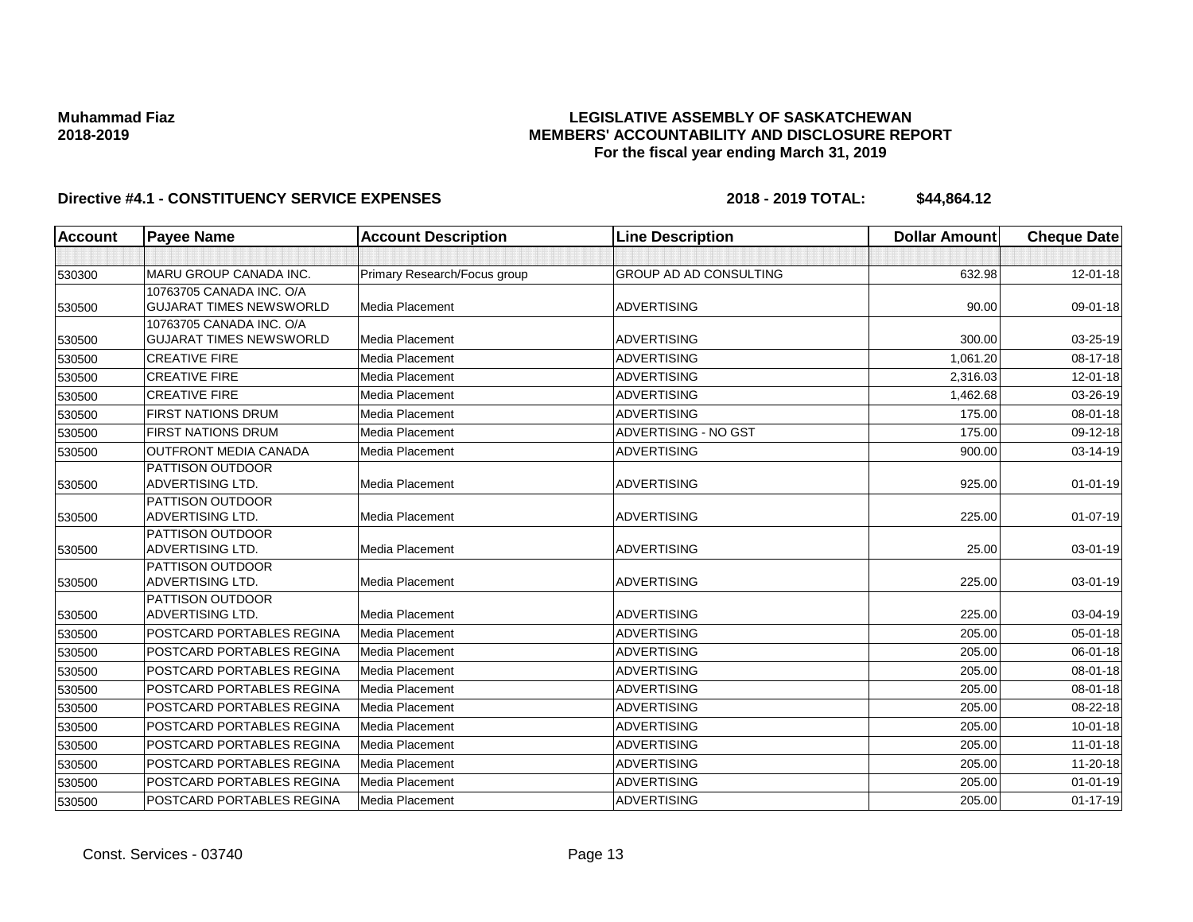**Muhammad Fiaz**
**2018-2019**

**LEGISLATIVE ASSEMBLY OF SASKATCHEWAN**
**MEMBERS' ACCOUNTABILITY AND DISCLOSURE REPORT**
**For the fiscal year ending March 31, 2019**

**Directive #4.1 - CONSTITUENCY SERVICE EXPENSES** **2018 - 2019 TOTAL: $44,864.12**

| Account | Payee Name | Account Description | Line Description | Dollar Amount | Cheque Date |
|---|---|---|---|---|---|
| | | | | | |
| 530300 | MARU GROUP CANADA INC. | Primary Research/Focus group | GROUP AD AD CONSULTING | 632.98 | 12-01-18 |
| 530500 | 10763705 CANADA INC. O/A GUJARAT TIMES NEWSWORLD | Media Placement | ADVERTISING | 90.00 | 09-01-18 |
| 530500 | 10763705 CANADA INC. O/A GUJARAT TIMES NEWSWORLD | Media Placement | ADVERTISING | 300.00 | 03-25-19 |
| 530500 | CREATIVE FIRE | Media Placement | ADVERTISING | 1,061.20 | 08-17-18 |
| 530500 | CREATIVE FIRE | Media Placement | ADVERTISING | 2,316.03 | 12-01-18 |
| 530500 | CREATIVE FIRE | Media Placement | ADVERTISING | 1,462.68 | 03-26-19 |
| 530500 | FIRST NATIONS DRUM | Media Placement | ADVERTISING | 175.00 | 08-01-18 |
| 530500 | FIRST NATIONS DRUM | Media Placement | ADVERTISING - NO GST | 175.00 | 09-12-18 |
| 530500 | OUTFRONT MEDIA CANADA | Media Placement | ADVERTISING | 900.00 | 03-14-19 |
| 530500 | PATTISON OUTDOOR ADVERTISING LTD. | Media Placement | ADVERTISING | 925.00 | 01-01-19 |
| 530500 | PATTISON OUTDOOR ADVERTISING LTD. | Media Placement | ADVERTISING | 225.00 | 01-07-19 |
| 530500 | PATTISON OUTDOOR ADVERTISING LTD. | Media Placement | ADVERTISING | 25.00 | 03-01-19 |
| 530500 | PATTISON OUTDOOR ADVERTISING LTD. | Media Placement | ADVERTISING | 225.00 | 03-01-19 |
| 530500 | PATTISON OUTDOOR ADVERTISING LTD. | Media Placement | ADVERTISING | 225.00 | 03-04-19 |
| 530500 | POSTCARD PORTABLES REGINA | Media Placement | ADVERTISING | 205.00 | 05-01-18 |
| 530500 | POSTCARD PORTABLES REGINA | Media Placement | ADVERTISING | 205.00 | 06-01-18 |
| 530500 | POSTCARD PORTABLES REGINA | Media Placement | ADVERTISING | 205.00 | 08-01-18 |
| 530500 | POSTCARD PORTABLES REGINA | Media Placement | ADVERTISING | 205.00 | 08-01-18 |
| 530500 | POSTCARD PORTABLES REGINA | Media Placement | ADVERTISING | 205.00 | 08-22-18 |
| 530500 | POSTCARD PORTABLES REGINA | Media Placement | ADVERTISING | 205.00 | 10-01-18 |
| 530500 | POSTCARD PORTABLES REGINA | Media Placement | ADVERTISING | 205.00 | 11-01-18 |
| 530500 | POSTCARD PORTABLES REGINA | Media Placement | ADVERTISING | 205.00 | 11-20-18 |
| 530500 | POSTCARD PORTABLES REGINA | Media Placement | ADVERTISING | 205.00 | 01-01-19 |
| 530500 | POSTCARD PORTABLES REGINA | Media Placement | ADVERTISING | 205.00 | 01-17-19 |

Const. Services - 03740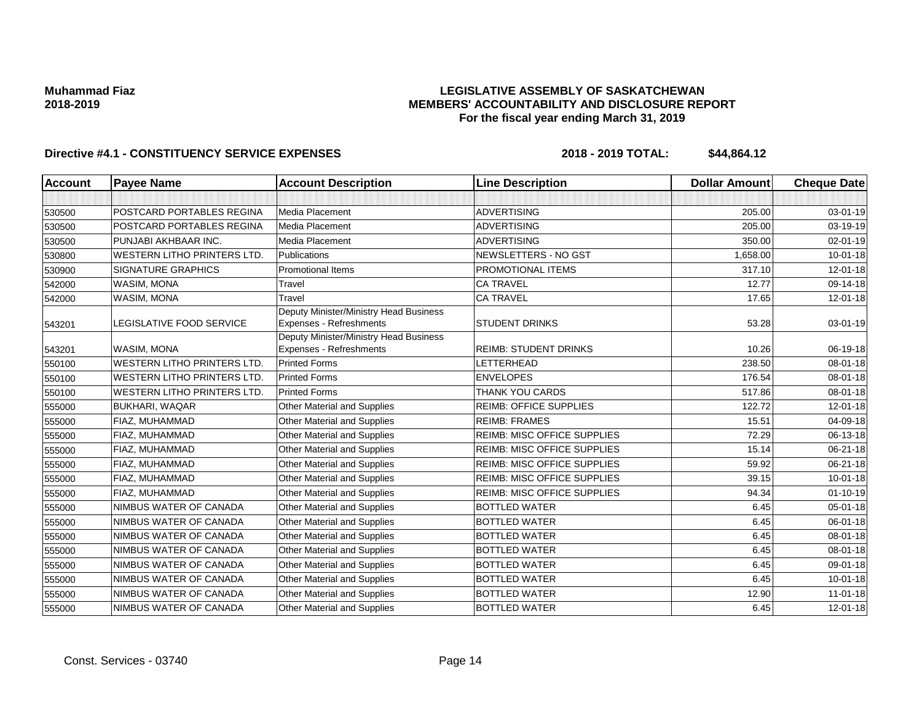**Muhammad Fiaz**
**2018-2019**

**LEGISLATIVE ASSEMBLY OF SASKATCHEWAN**
**MEMBERS' ACCOUNTABILITY AND DISCLOSURE REPORT**
**For the fiscal year ending March 31, 2019**

**Directive #4.1 - CONSTITUENCY SERVICE EXPENSES** **2018 - 2019 TOTAL: $44,864.12**

| Account | Payee Name | Account Description | Line Description | Dollar Amount | Cheque Date |
|---|---|---|---|---|---|
| | | | | | |
| 530500 | POSTCARD PORTABLES REGINA | Media Placement | ADVERTISING | 205.00 | 03-01-19 |
| 530500 | POSTCARD PORTABLES REGINA | Media Placement | ADVERTISING | 205.00 | 03-19-19 |
| 530500 | PUNJABI AKHBAAR INC. | Media Placement | ADVERTISING | 350.00 | 02-01-19 |
| 530800 | WESTERN LITHO PRINTERS LTD. | Publications | NEWSLETTERS - NO GST | 1,658.00 | 10-01-18 |
| 530900 | SIGNATURE GRAPHICS | Promotional Items | PROMOTIONAL ITEMS | 317.10 | 12-01-18 |
| 542000 | WASIM, MONA | Travel | CA TRAVEL | 12.77 | 09-14-18 |
| 542000 | WASIM, MONA | Travel | CA TRAVEL | 17.65 | 12-01-18 |
| 543201 | LEGISLATIVE FOOD SERVICE | Deputy Minister/Ministry Head Business Expenses - Refreshments | STUDENT DRINKS | 53.28 | 03-01-19 |
| 543201 | WASIM, MONA | Deputy Minister/Ministry Head Business Expenses - Refreshments | REIMB: STUDENT DRINKS | 10.26 | 06-19-18 |
| 550100 | WESTERN LITHO PRINTERS LTD. | Printed Forms | LETTERHEAD | 238.50 | 08-01-18 |
| 550100 | WESTERN LITHO PRINTERS LTD. | Printed Forms | ENVELOPES | 176.54 | 08-01-18 |
| 550100 | WESTERN LITHO PRINTERS LTD. | Printed Forms | THANK YOU CARDS | 517.86 | 08-01-18 |
| 555000 | BUKHARI, WAQAR | Other Material and Supplies | REIMB: OFFICE SUPPLIES | 122.72 | 12-01-18 |
| 555000 | FIAZ, MUHAMMAD | Other Material and Supplies | REIMB: FRAMES | 15.51 | 04-09-18 |
| 555000 | FIAZ, MUHAMMAD | Other Material and Supplies | REIMB: MISC OFFICE SUPPLIES | 72.29 | 06-13-18 |
| 555000 | FIAZ, MUHAMMAD | Other Material and Supplies | REIMB: MISC OFFICE SUPPLIES | 15.14 | 06-21-18 |
| 555000 | FIAZ, MUHAMMAD | Other Material and Supplies | REIMB: MISC OFFICE SUPPLIES | 59.92 | 06-21-18 |
| 555000 | FIAZ, MUHAMMAD | Other Material and Supplies | REIMB: MISC OFFICE SUPPLIES | 39.15 | 10-01-18 |
| 555000 | FIAZ, MUHAMMAD | Other Material and Supplies | REIMB: MISC OFFICE SUPPLIES | 94.34 | 01-10-19 |
| 555000 | NIMBUS WATER OF CANADA | Other Material and Supplies | BOTTLED WATER | 6.45 | 05-01-18 |
| 555000 | NIMBUS WATER OF CANADA | Other Material and Supplies | BOTTLED WATER | 6.45 | 06-01-18 |
| 555000 | NIMBUS WATER OF CANADA | Other Material and Supplies | BOTTLED WATER | 6.45 | 08-01-18 |
| 555000 | NIMBUS WATER OF CANADA | Other Material and Supplies | BOTTLED WATER | 6.45 | 08-01-18 |
| 555000 | NIMBUS WATER OF CANADA | Other Material and Supplies | BOTTLED WATER | 6.45 | 09-01-18 |
| 555000 | NIMBUS WATER OF CANADA | Other Material and Supplies | BOTTLED WATER | 6.45 | 10-01-18 |
| 555000 | NIMBUS WATER OF CANADA | Other Material and Supplies | BOTTLED WATER | 12.90 | 11-01-18 |
| 555000 | NIMBUS WATER OF CANADA | Other Material and Supplies | BOTTLED WATER | 6.45 | 12-01-18 |

Const. Services - 03740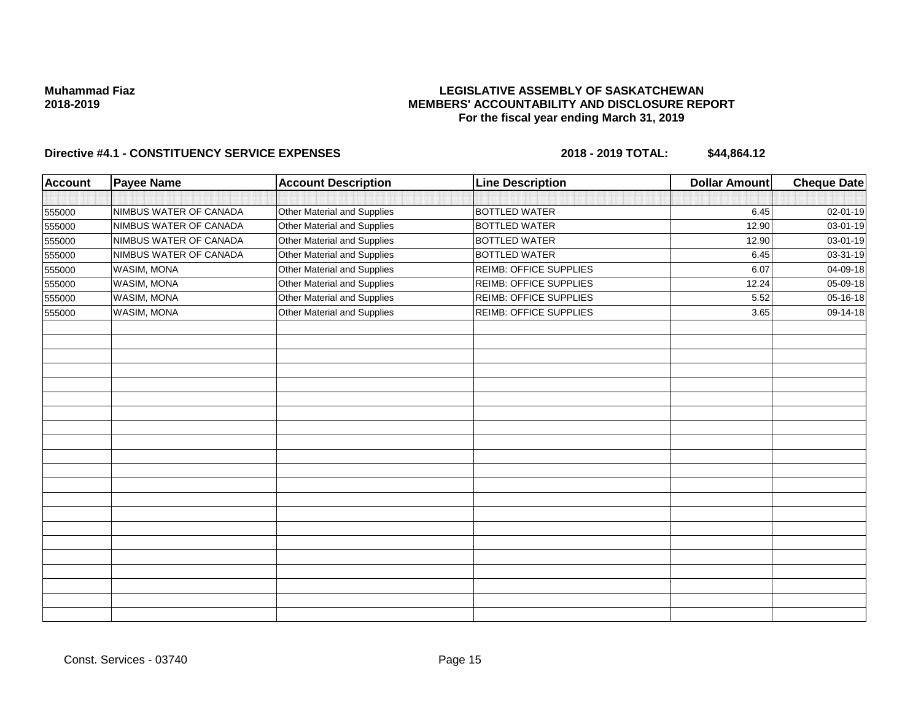**Muhammad Fiaz**
**2018-2019**

**LEGISLATIVE ASSEMBLY OF SASKATCHEWAN**
**MEMBERS' ACCOUNTABILITY AND DISCLOSURE REPORT**
**For the fiscal year ending March 31, 2019**

**Directive #4.1 - CONSTITUENCY SERVICE EXPENSES** **2018 - 2019 TOTAL: $44,864.12**

| Account | Payee Name | Account Description | Line Description | Dollar Amount | Cheque Date |
|---|---|---|---|---|---|
| 555000 | NIMBUS WATER OF CANADA | Other Material and Supplies | BOTTLED WATER | 6.45 | 02-01-19 |
| 555000 | NIMBUS WATER OF CANADA | Other Material and Supplies | BOTTLED WATER | 12.90 | 03-01-19 |
| 555000 | NIMBUS WATER OF CANADA | Other Material and Supplies | BOTTLED WATER | 12.90 | 03-01-19 |
| 555000 | NIMBUS WATER OF CANADA | Other Material and Supplies | BOTTLED WATER | 6.45 | 03-31-19 |
| 555000 | WASIM, MONA | Other Material and Supplies | REIMB: OFFICE SUPPLIES | 6.07 | 04-09-18 |
| 555000 | WASIM, MONA | Other Material and Supplies | REIMB: OFFICE SUPPLIES | 12.24 | 05-09-18 |
| 555000 | WASIM, MONA | Other Material and Supplies | REIMB: OFFICE SUPPLIES | 5.52 | 05-16-18 |
| 555000 | WASIM, MONA | Other Material and Supplies | REIMB: OFFICE SUPPLIES | 3.65 | 09-14-18 |

Const. Services - 03740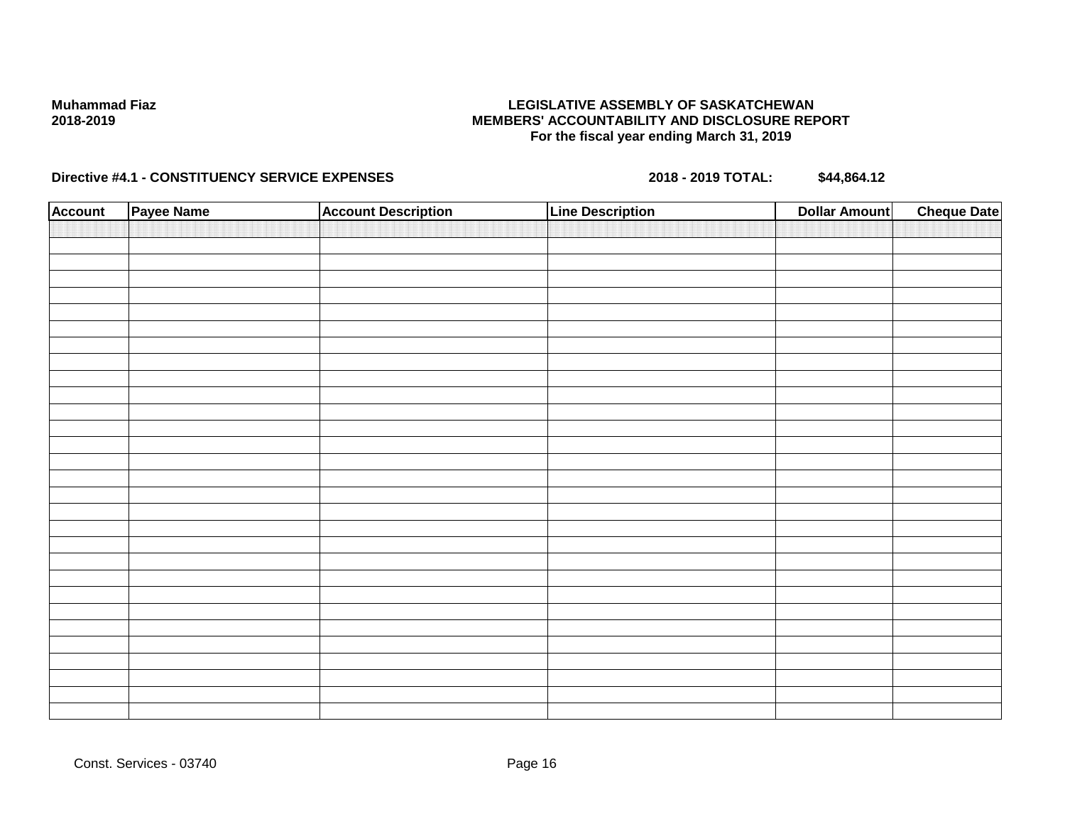**Muhammad Fiaz**
**2018-2019**

**LEGISLATIVE ASSEMBLY OF SASKATCHEWAN**
**MEMBERS' ACCOUNTABILITY AND DISCLOSURE REPORT**
**For the fiscal year ending March 31, 2019**

**Directive #4.1 - CONSTITUENCY SERVICE EXPENSES** **2018 - 2019 TOTAL: $44,864.12**

| Account | Payee Name | Account Description | Line Description | Dollar Amount | Cheque Date |
|---|---|---|---|---|---|
| | | | | | |

Const. Services - 03740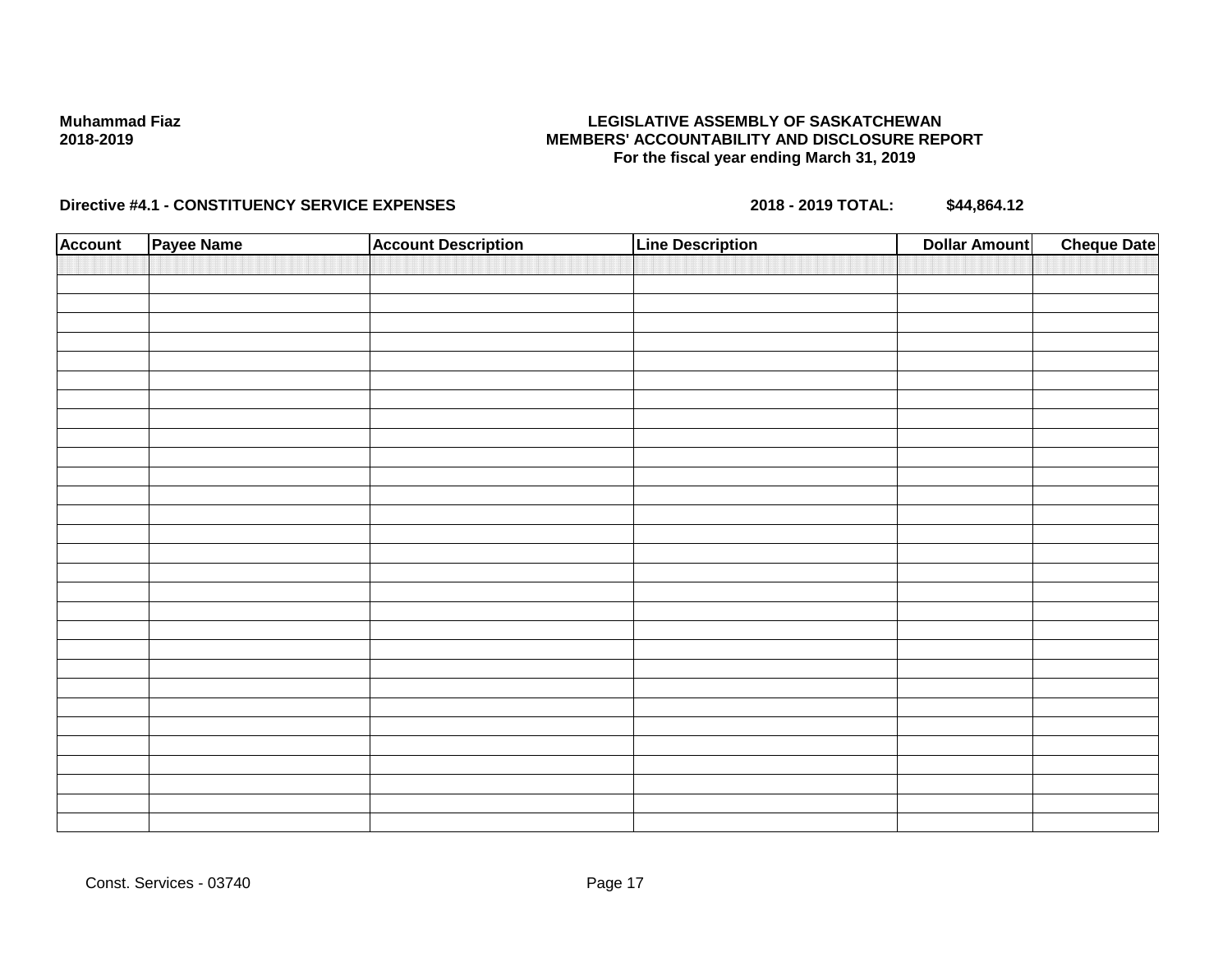**Muhammad Fiaz**
**2018-2019**

**LEGISLATIVE ASSEMBLY OF SASKATCHEWAN**
**MEMBERS' ACCOUNTABILITY AND DISCLOSURE REPORT**
**For the fiscal year ending March 31, 2019**

**Directive #4.1 - CONSTITUENCY SERVICE EXPENSES** **2018 - 2019 TOTAL: $44,864.12**

| Account | Payee Name | Account Description | Line Description | Dollar Amount | Cheque Date |
|---|---|---|---|---|---|
| | | | | | |
| | | | | | |
| | | | | | |
| | | | | | |
| | | | | | |
| | | | | | |
| | | | | | |
| | | | | | |
| | | | | | |
| | | | | | |
| | | | | | |
| | | | | | |
| | | | | | |
| | | | | | |
| | | | | | |
| | | | | | |
| | | | | | |
| | | | | | |
| | | | | | |
| | | | | | |
| | | | | | |
| | | | | | |
| | | | | | |
| | | | | | |
| | | | | | |
| | | | | | |
| | | | | | |
| | | | | | |
| | | | | | |

Const. Services - 03740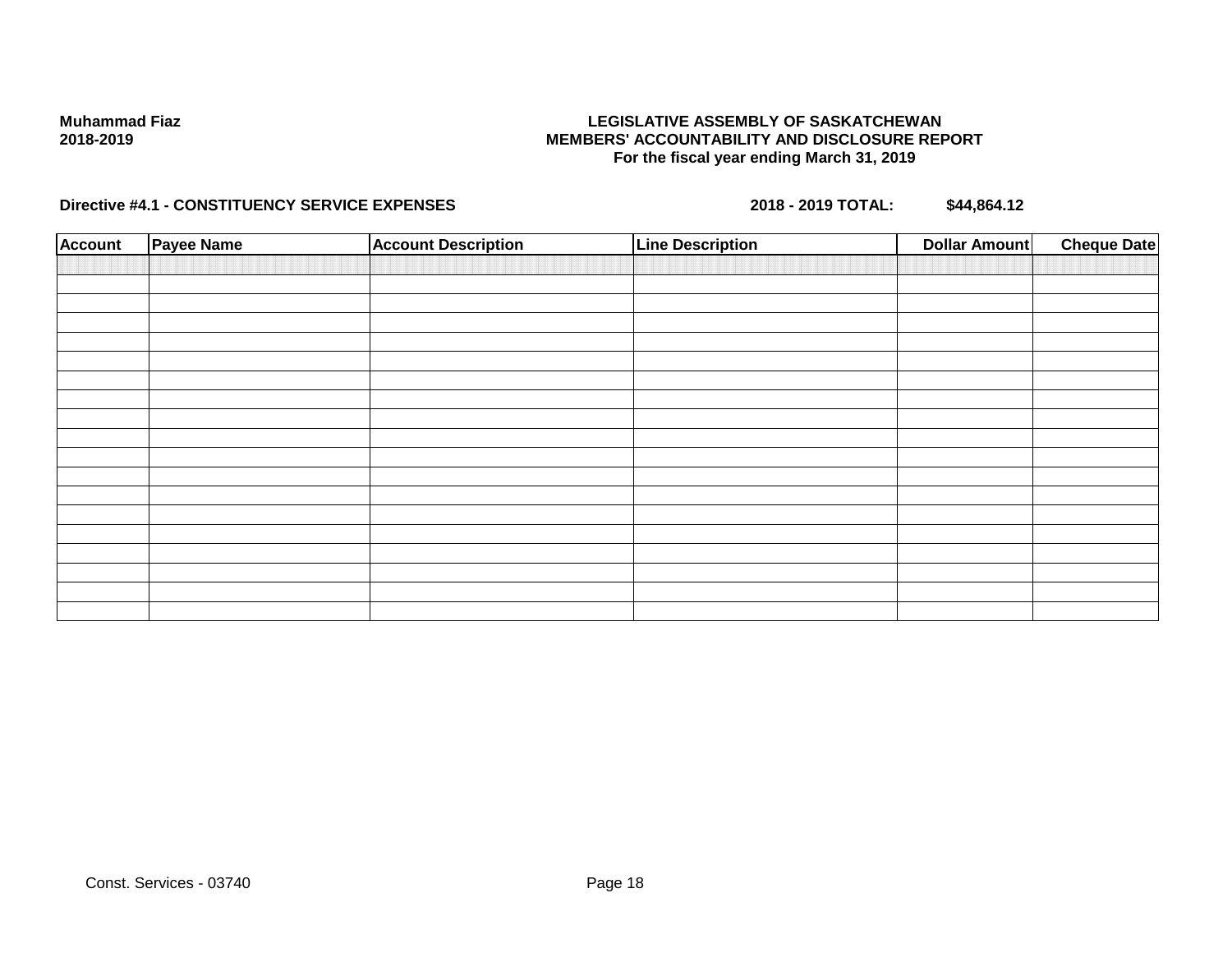**Muhammad Fiaz**
**2018-2019**

**LEGISLATIVE ASSEMBLY OF SASKATCHEWAN**
**MEMBERS' ACCOUNTABILITY AND DISCLOSURE REPORT**
**For the fiscal year ending March 31, 2019**

**Directive #4.1 - CONSTITUENCY SERVICE EXPENSES** **2018 - 2019 TOTAL: $44,864.12**

| Account | Payee Name | Account Description | Line Description | Dollar Amount | Cheque Date |
|---|---|---|---|---|---|
| | | | | | |
| | | | | | |
| | | | | | |
| | | | | | |
| | | | | | |
| | | | | | |
| | | | | | |
| | | | | | |
| | | | | | |
| | | | | | |
| | | | | | |
| | | | | | |
| | | | | | |
| | | | | | |
| | | | | | |
| | | | | | |
| | | | | | |
| | | | | | |
| | | | | | |

Const. Services - 03740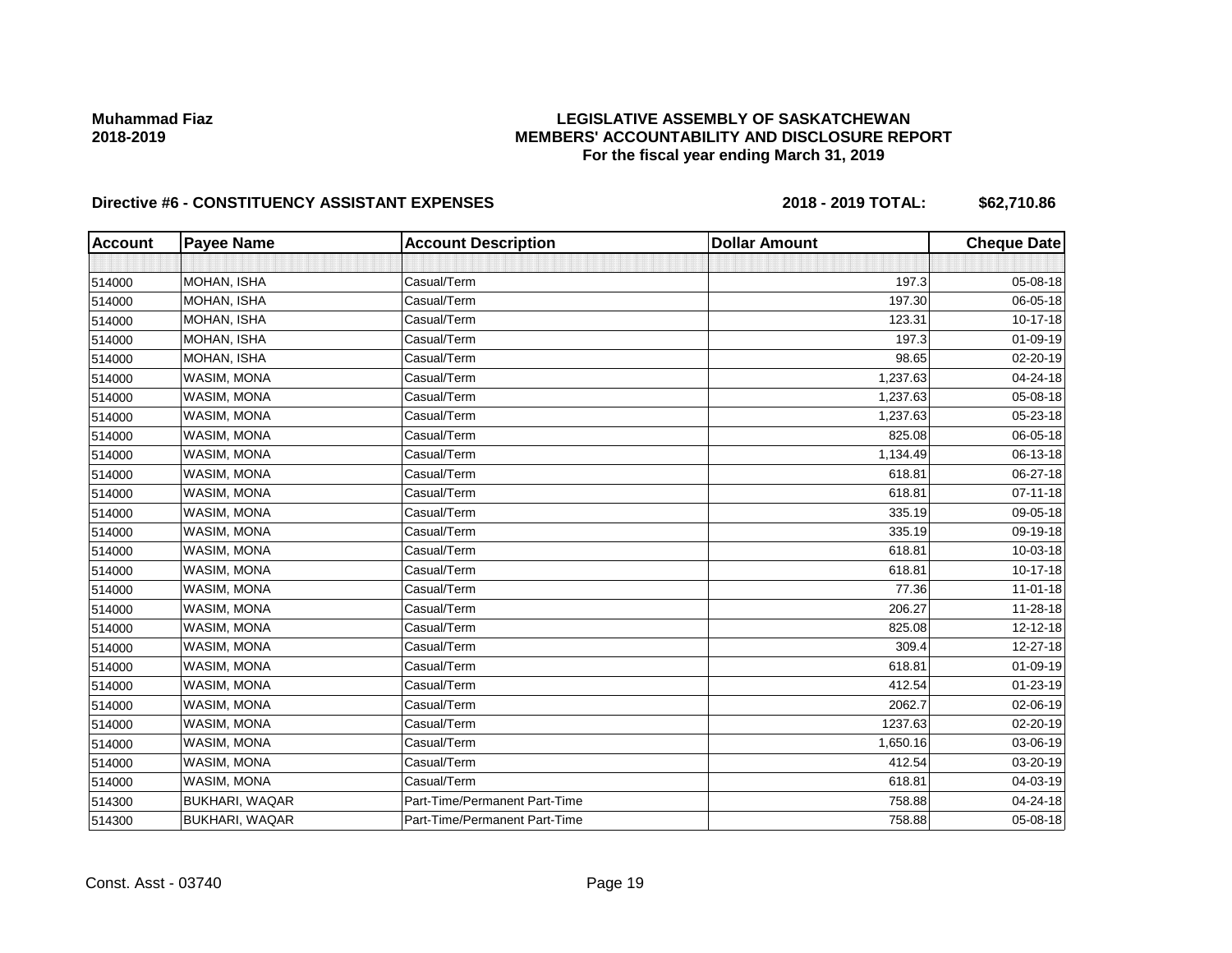# LEGISLATIVE ASSEMBLY OF SASKATCHEWAN
## MEMBERS' ACCOUNTABILITY AND DISCLOSURE REPORT
### For the fiscal year ending March 31, 2019

**Muhammad Fiaz**
**2018-2019**

**Directive #6 - CONSTITUENCY ASSISTANT EXPENSES** **2018 - 2019 TOTAL: $62,710.86**

| Account | Payee Name | Account Description | Dollar Amount | Cheque Date |
|---|---|---|---|---|
| | | | | |
| 514000 | MOHAN, ISHA | Casual/Term | 197.3 | 05-08-18 |
| 514000 | MOHAN, ISHA | Casual/Term | 197.30 | 06-05-18 |
| 514000 | MOHAN, ISHA | Casual/Term | 123.31 | 10-17-18 |
| 514000 | MOHAN, ISHA | Casual/Term | 197.3 | 01-09-19 |
| 514000 | MOHAN, ISHA | Casual/Term | 98.65 | 02-20-19 |
| 514000 | WASIM, MONA | Casual/Term | 1,237.63 | 04-24-18 |
| 514000 | WASIM, MONA | Casual/Term | 1,237.63 | 05-08-18 |
| 514000 | WASIM, MONA | Casual/Term | 1,237.63 | 05-23-18 |
| 514000 | WASIM, MONA | Casual/Term | 825.08 | 06-05-18 |
| 514000 | WASIM, MONA | Casual/Term | 1,134.49 | 06-13-18 |
| 514000 | WASIM, MONA | Casual/Term | 618.81 | 06-27-18 |
| 514000 | WASIM, MONA | Casual/Term | 618.81 | 07-11-18 |
| 514000 | WASIM, MONA | Casual/Term | 335.19 | 09-05-18 |
| 514000 | WASIM, MONA | Casual/Term | 335.19 | 09-19-18 |
| 514000 | WASIM, MONA | Casual/Term | 618.81 | 10-03-18 |
| 514000 | WASIM, MONA | Casual/Term | 618.81 | 10-17-18 |
| 514000 | WASIM, MONA | Casual/Term | 77.36 | 11-01-18 |
| 514000 | WASIM, MONA | Casual/Term | 206.27 | 11-28-18 |
| 514000 | WASIM, MONA | Casual/Term | 825.08 | 12-12-18 |
| 514000 | WASIM, MONA | Casual/Term | 309.4 | 12-27-18 |
| 514000 | WASIM, MONA | Casual/Term | 618.81 | 01-09-19 |
| 514000 | WASIM, MONA | Casual/Term | 412.54 | 01-23-19 |
| 514000 | WASIM, MONA | Casual/Term | 2062.7 | 02-06-19 |
| 514000 | WASIM, MONA | Casual/Term | 1237.63 | 02-20-19 |
| 514000 | WASIM, MONA | Casual/Term | 1,650.16 | 03-06-19 |
| 514000 | WASIM, MONA | Casual/Term | 412.54 | 03-20-19 |
| 514000 | WASIM, MONA | Casual/Term | 618.81 | 04-03-19 |
| 514300 | BUKHARI, WAQAR | Part-Time/Permanent Part-Time | 758.88 | 04-24-18 |
| 514300 | BUKHARI, WAQAR | Part-Time/Permanent Part-Time | 758.88 | 05-08-18 |

Const. Asst - 03740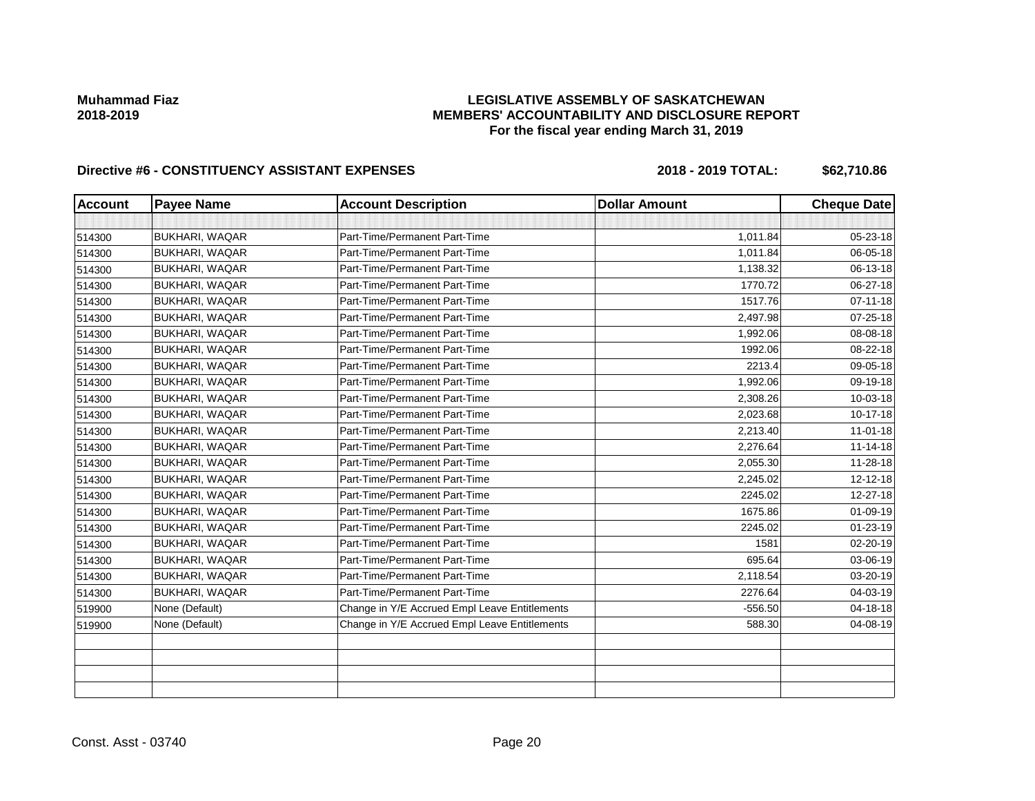**Muhammad Fiaz**
**2018-2019**

**LEGISLATIVE ASSEMBLY OF SASKATCHEWAN**
**MEMBERS' ACCOUNTABILITY AND DISCLOSURE REPORT**
**For the fiscal year ending March 31, 2019**

**Directive #6 - CONSTITUENCY ASSISTANT EXPENSES** **2018 - 2019 TOTAL: $62,710.86**

| Account | Payee Name | Account Description | Dollar Amount | Cheque Date |
|---|---|---|---|---|
| | | | | |
| 514300 | BUKHARI, WAQAR | Part-Time/Permanent Part-Time | 1,011.84 | 05-23-18 |
| 514300 | BUKHARI, WAQAR | Part-Time/Permanent Part-Time | 1,011.84 | 06-05-18 |
| 514300 | BUKHARI, WAQAR | Part-Time/Permanent Part-Time | 1,138.32 | 06-13-18 |
| 514300 | BUKHARI, WAQAR | Part-Time/Permanent Part-Time | 1770.72 | 06-27-18 |
| 514300 | BUKHARI, WAQAR | Part-Time/Permanent Part-Time | 1517.76 | 07-11-18 |
| 514300 | BUKHARI, WAQAR | Part-Time/Permanent Part-Time | 2,497.98 | 07-25-18 |
| 514300 | BUKHARI, WAQAR | Part-Time/Permanent Part-Time | 1,992.06 | 08-08-18 |
| 514300 | BUKHARI, WAQAR | Part-Time/Permanent Part-Time | 1992.06 | 08-22-18 |
| 514300 | BUKHARI, WAQAR | Part-Time/Permanent Part-Time | 2213.4 | 09-05-18 |
| 514300 | BUKHARI, WAQAR | Part-Time/Permanent Part-Time | 1,992.06 | 09-19-18 |
| 514300 | BUKHARI, WAQAR | Part-Time/Permanent Part-Time | 2,308.26 | 10-03-18 |
| 514300 | BUKHARI, WAQAR | Part-Time/Permanent Part-Time | 2,023.68 | 10-17-18 |
| 514300 | BUKHARI, WAQAR | Part-Time/Permanent Part-Time | 2,213.40 | 11-01-18 |
| 514300 | BUKHARI, WAQAR | Part-Time/Permanent Part-Time | 2,276.64 | 11-14-18 |
| 514300 | BUKHARI, WAQAR | Part-Time/Permanent Part-Time | 2,055.30 | 11-28-18 |
| 514300 | BUKHARI, WAQAR | Part-Time/Permanent Part-Time | 2,245.02 | 12-12-18 |
| 514300 | BUKHARI, WAQAR | Part-Time/Permanent Part-Time | 2245.02 | 12-27-18 |
| 514300 | BUKHARI, WAQAR | Part-Time/Permanent Part-Time | 1675.86 | 01-09-19 |
| 514300 | BUKHARI, WAQAR | Part-Time/Permanent Part-Time | 2245.02 | 01-23-19 |
| 514300 | BUKHARI, WAQAR | Part-Time/Permanent Part-Time | 1581 | 02-20-19 |
| 514300 | BUKHARI, WAQAR | Part-Time/Permanent Part-Time | 695.64 | 03-06-19 |
| 514300 | BUKHARI, WAQAR | Part-Time/Permanent Part-Time | 2,118.54 | 03-20-19 |
| 514300 | BUKHARI, WAQAR | Part-Time/Permanent Part-Time | 2276.64 | 04-03-19 |
| 519900 | None (Default) | Change in Y/E Accrued Empl Leave Entitlements | -556.50 | 04-18-18 |
| 519900 | None (Default) | Change in Y/E Accrued Empl Leave Entitlements | 588.30 | 04-08-19 |
| | | | | |
| | | | | |
| | | | | |
| | | | | |

Const. Asst - 03740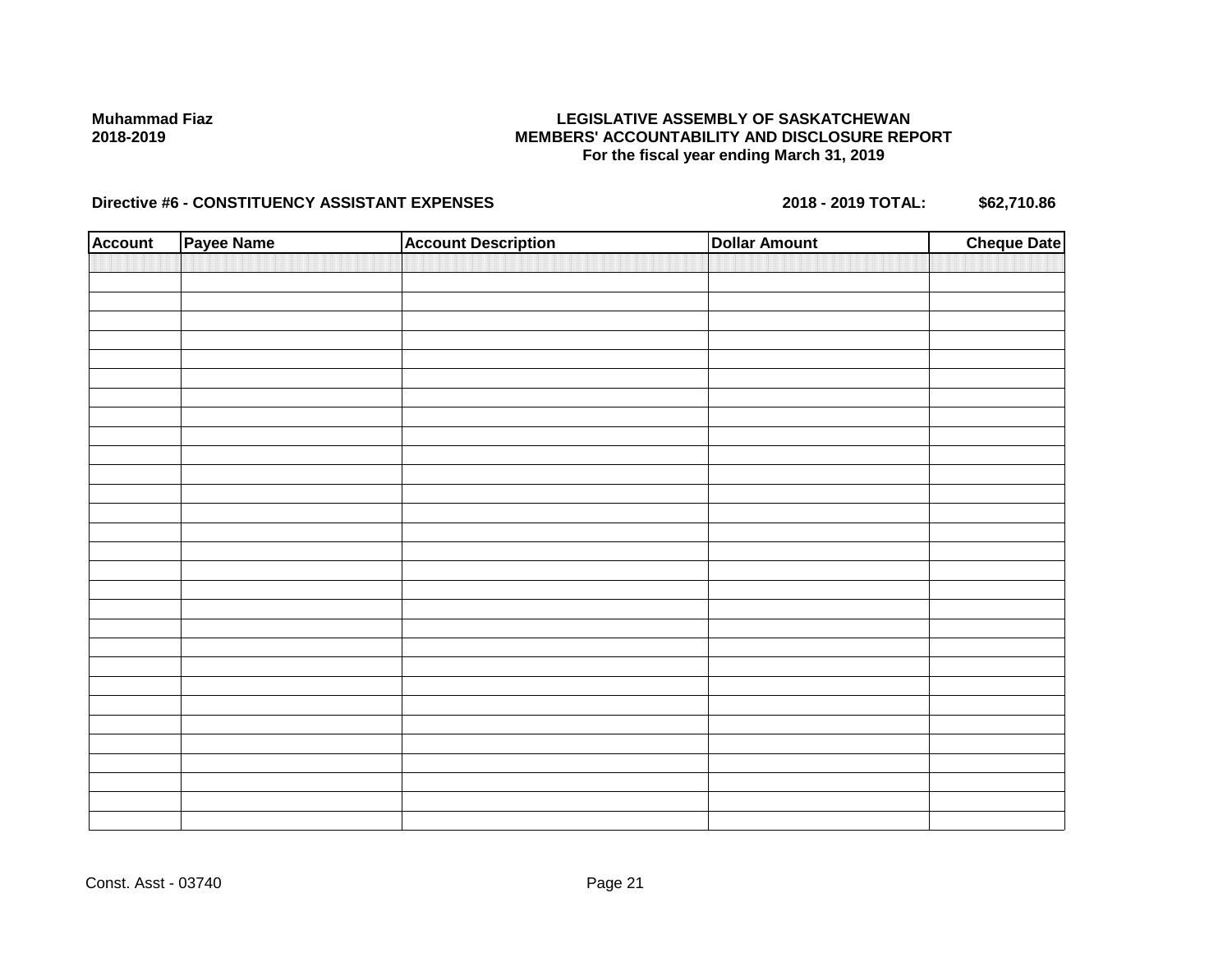**Muhammad Fiaz**
**2018-2019**

# LEGISLATIVE ASSEMBLY OF SASKATCHEWAN
## MEMBERS' ACCOUNTABILITY AND DISCLOSURE REPORT
### For the fiscal year ending March 31, 2019

**Directive #6 - CONSTITUENCY ASSISTANT EXPENSES** **2018 - 2019 TOTAL: $62,710.86**

| Account | Payee Name | Account Description | Dollar Amount | Cheque Date |
|---|---|---|---|---|
| | | | | |

Const. Asst - 03740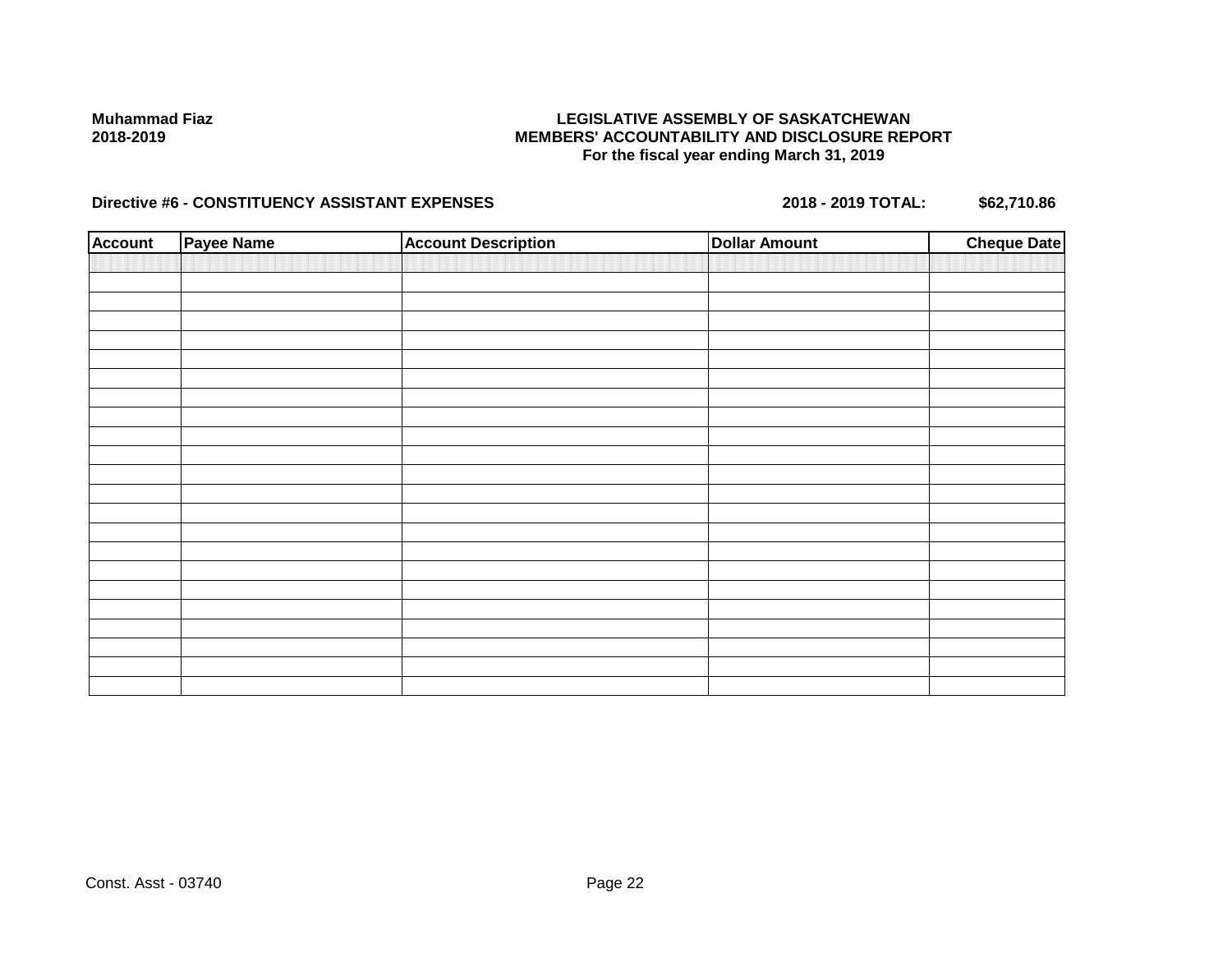**Muhammad Fiaz**
**2018-2019**

**LEGISLATIVE ASSEMBLY OF SASKATCHEWAN**
**MEMBERS' ACCOUNTABILITY AND DISCLOSURE REPORT**
**For the fiscal year ending March 31, 2019**

**Directive #6 - CONSTITUENCY ASSISTANT EXPENSES** **2018 - 2019 TOTAL: $62,710.86**

| Account | Payee Name | Account Description | Dollar Amount | Cheque Date |
|---|---|---|---|---|
| | | | | |

Const. Asst - 03740